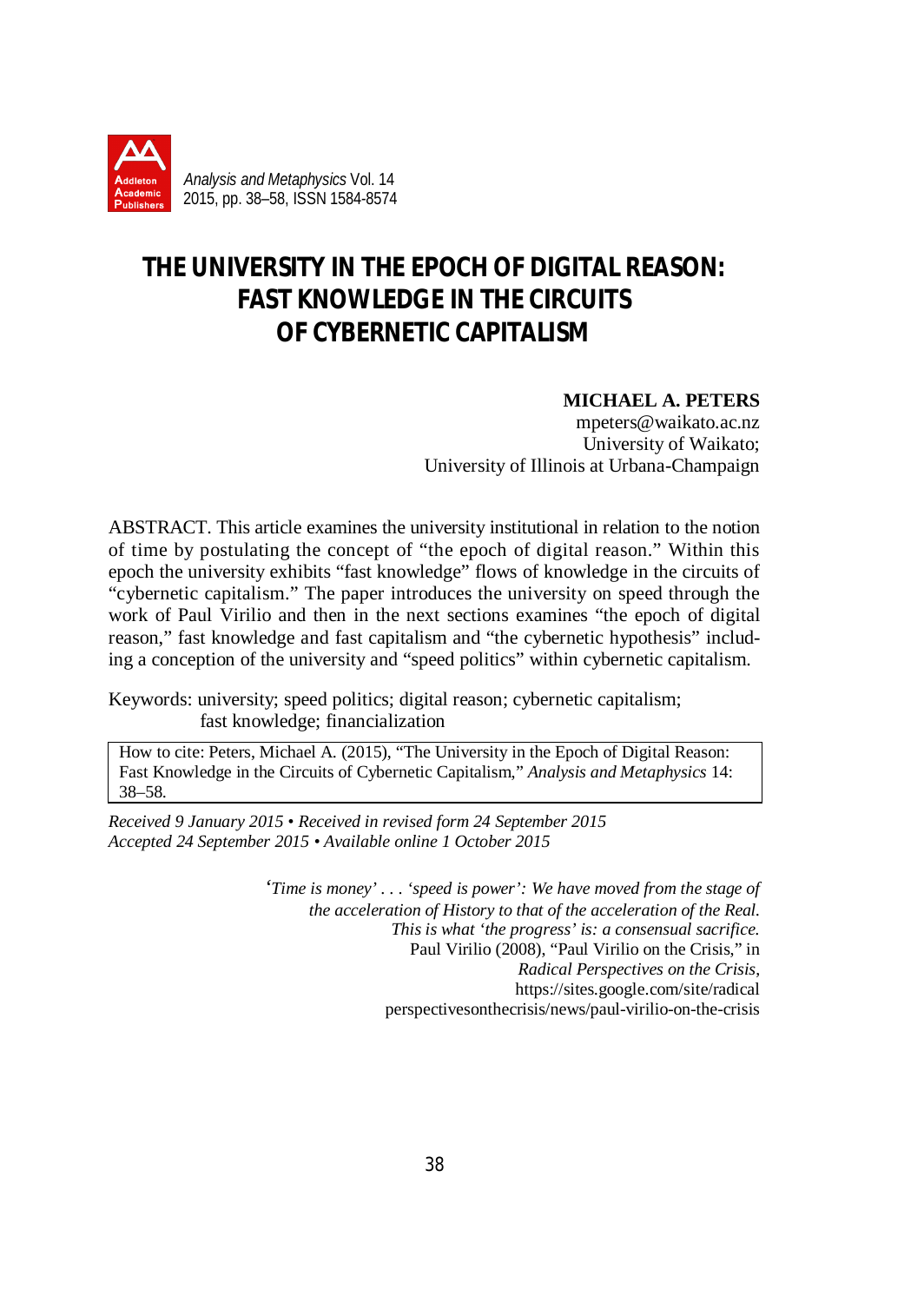# THE UNIVERSITY IN THE EPOCH OF DIGITAL REASON: FAST KNOWLEDGE IN THE CIRCUITS OF CYBERNETIC CAPITALISM

**MICHAEL A. PETERS**
mpeters@waikato.ac.nz
University of Waikato;
University of Illinois at Urbana-Champaign

ABSTRACT. This article examines the university institutional in relation to the notion of time by postulating the concept of "the epoch of digital reason." Within this epoch the university exhibits "fast knowledge" flows of knowledge in the circuits of "cybernetic capitalism." The paper introduces the university on speed through the work of Paul Virilio and then in the next sections examines "the epoch of digital reason," fast knowledge and fast capitalism and "the cybernetic hypothesis" including a conception of the university and "speed politics" within cybernetic capitalism.

Keywords: university; speed politics; digital reason; cybernetic capitalism; fast knowledge; financialization

How to cite: Peters, Michael A. (2015), "The University in the Epoch of Digital Reason: Fast Knowledge in the Circuits of Cybernetic Capitalism," *Analysis and Metaphysics* 14: 38–58.

*Received 9 January 2015 • Received in revised form 24 September 2015*
*Accepted 24 September 2015 • Available online 1 October 2015*

> '*Time is money' . . . 'speed is power': We have moved from the stage of the acceleration of History to that of the acceleration of the Real. This is what 'the progress' is: a consensual sacrifice.*
> Paul Virilio (2008), "Paul Virilio on the Crisis," in *Radical Perspectives on the Crisis*, https://sites.google.com/site/radicalperspectivesonthecrisis/news/paul-virilio-on-the-crisis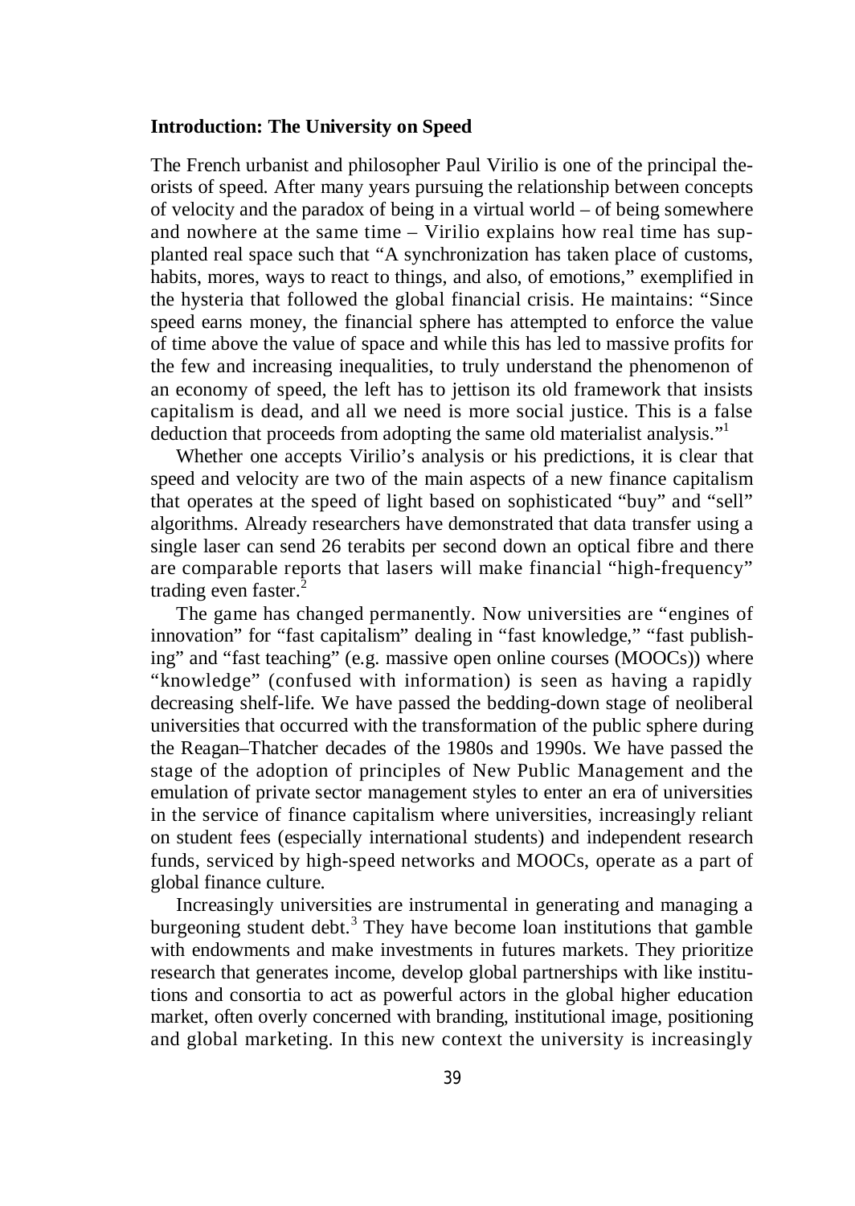## Introduction: The University on Speed

The French urbanist and philosopher Paul Virilio is one of the principal theorists of speed. After many years pursuing the relationship between concepts of velocity and the paradox of being in a virtual world – of being somewhere and nowhere at the same time – Virilio explains how real time has supplanted real space such that "A synchronization has taken place of customs, habits, mores, ways to react to things, and also, of emotions," exemplified in the hysteria that followed the global financial crisis. He maintains: "Since speed earns money, the financial sphere has attempted to enforce the value of time above the value of space and while this has led to massive profits for the few and increasing inequalities, to truly understand the phenomenon of an economy of speed, the left has to jettison its old framework that insists capitalism is dead, and all we need is more social justice. This is a false deduction that proceeds from adopting the same old materialist analysis."[1]

Whether one accepts Virilio's analysis or his predictions, it is clear that speed and velocity are two of the main aspects of a new finance capitalism that operates at the speed of light based on sophisticated "buy" and "sell" algorithms. Already researchers have demonstrated that data transfer using a single laser can send 26 terabits per second down an optical fibre and there are comparable reports that lasers will make financial "high-frequency" trading even faster.[2]

The game has changed permanently. Now universities are "engines of innovation" for "fast capitalism" dealing in "fast knowledge," "fast publishing" and "fast teaching" (e.g. massive open online courses (MOOCs)) where "knowledge" (confused with information) is seen as having a rapidly decreasing shelf-life. We have passed the bedding-down stage of neoliberal universities that occurred with the transformation of the public sphere during the Reagan–Thatcher decades of the 1980s and 1990s. We have passed the stage of the adoption of principles of New Public Management and the emulation of private sector management styles to enter an era of universities in the service of finance capitalism where universities, increasingly reliant on student fees (especially international students) and independent research funds, serviced by high-speed networks and MOOCs, operate as a part of global finance culture.

Increasingly universities are instrumental in generating and managing a burgeoning student debt.[3] They have become loan institutions that gamble with endowments and make investments in futures markets. They prioritize research that generates income, develop global partnerships with like institutions and consortia to act as powerful actors in the global higher education market, often overly concerned with branding, institutional image, positioning and global marketing. In this new context the university is increasingly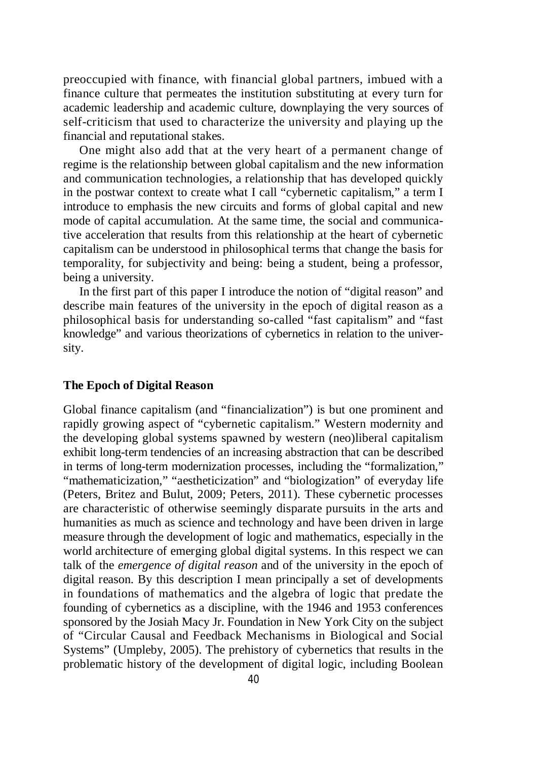preoccupied with finance, with financial global partners, imbued with a finance culture that permeates the institution substituting at every turn for academic leadership and academic culture, downplaying the very sources of self-criticism that used to characterize the university and playing up the financial and reputational stakes.

One might also add that at the very heart of a permanent change of regime is the relationship between global capitalism and the new information and communication technologies, a relationship that has developed quickly in the postwar context to create what I call "cybernetic capitalism," a term I introduce to emphasis the new circuits and forms of global capital and new mode of capital accumulation. At the same time, the social and communicative acceleration that results from this relationship at the heart of cybernetic capitalism can be understood in philosophical terms that change the basis for temporality, for subjectivity and being: being a student, being a professor, being a university.

In the first part of this paper I introduce the notion of "digital reason" and describe main features of the university in the epoch of digital reason as a philosophical basis for understanding so-called "fast capitalism" and "fast knowledge" and various theorizations of cybernetics in relation to the university.

## The Epoch of Digital Reason

Global finance capitalism (and "financialization") is but one prominent and rapidly growing aspect of "cybernetic capitalism." Western modernity and the developing global systems spawned by western (neo)liberal capitalism exhibit long-term tendencies of an increasing abstraction that can be described in terms of long-term modernization processes, including the "formalization," "mathematicization," "aestheticization" and "biologization" of everyday life (Peters, Britez and Bulut, 2009; Peters, 2011). These cybernetic processes are characteristic of otherwise seemingly disparate pursuits in the arts and humanities as much as science and technology and have been driven in large measure through the development of logic and mathematics, especially in the world architecture of emerging global digital systems. In this respect we can talk of the *emergence of digital reason* and of the university in the epoch of digital reason. By this description I mean principally a set of developments in foundations of mathematics and the algebra of logic that predate the founding of cybernetics as a discipline, with the 1946 and 1953 conferences sponsored by the Josiah Macy Jr. Foundation in New York City on the subject of "Circular Causal and Feedback Mechanisms in Biological and Social Systems" (Umpleby, 2005). The prehistory of cybernetics that results in the problematic history of the development of digital logic, including Boolean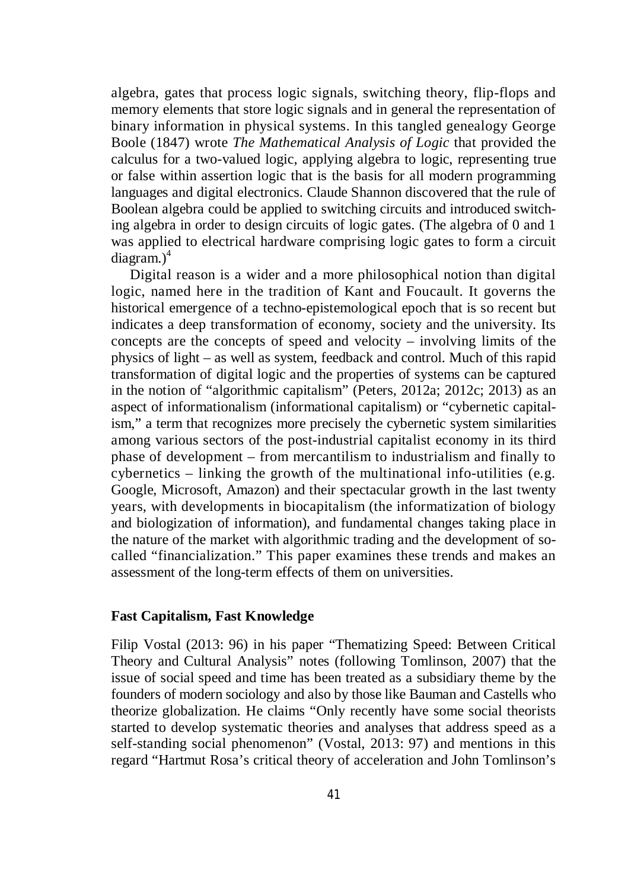algebra, gates that process logic signals, switching theory, flip-flops and memory elements that store logic signals and in general the representation of binary information in physical systems. In this tangled genealogy George Boole (1847) wrote *The Mathematical Analysis of Logic* that provided the calculus for a two-valued logic, applying algebra to logic, representing true or false within assertion logic that is the basis for all modern programming languages and digital electronics. Claude Shannon discovered that the rule of Boolean algebra could be applied to switching circuits and introduced switching algebra in order to design circuits of logic gates. (The algebra of 0 and 1 was applied to electrical hardware comprising logic gates to form a circuit diagram.)[4]

Digital reason is a wider and a more philosophical notion than digital logic, named here in the tradition of Kant and Foucault. It governs the historical emergence of a techno-epistemological epoch that is so recent but indicates a deep transformation of economy, society and the university. Its concepts are the concepts of speed and velocity – involving limits of the physics of light – as well as system, feedback and control. Much of this rapid transformation of digital logic and the properties of systems can be captured in the notion of "algorithmic capitalism" (Peters, 2012a; 2012c; 2013) as an aspect of informationalism (informational capitalism) or "cybernetic capitalism," a term that recognizes more precisely the cybernetic system similarities among various sectors of the post-industrial capitalist economy in its third phase of development – from mercantilism to industrialism and finally to cybernetics – linking the growth of the multinational info-utilities (e.g. Google, Microsoft, Amazon) and their spectacular growth in the last twenty years, with developments in biocapitalism (the informatization of biology and biologization of information), and fundamental changes taking place in the nature of the market with algorithmic trading and the development of so-called "financialization." This paper examines these trends and makes an assessment of the long-term effects of them on universities.

**Fast Capitalism, Fast Knowledge**

Filip Vostal (2013: 96) in his paper "Thematizing Speed: Between Critical Theory and Cultural Analysis" notes (following Tomlinson, 2007) that the issue of social speed and time has been treated as a subsidiary theme by the founders of modern sociology and also by those like Bauman and Castells who theorize globalization. He claims "Only recently have some social theorists started to develop systematic theories and analyses that address speed as a self-standing social phenomenon" (Vostal, 2013: 97) and mentions in this regard "Hartmut Rosa's critical theory of acceleration and John Tomlinson's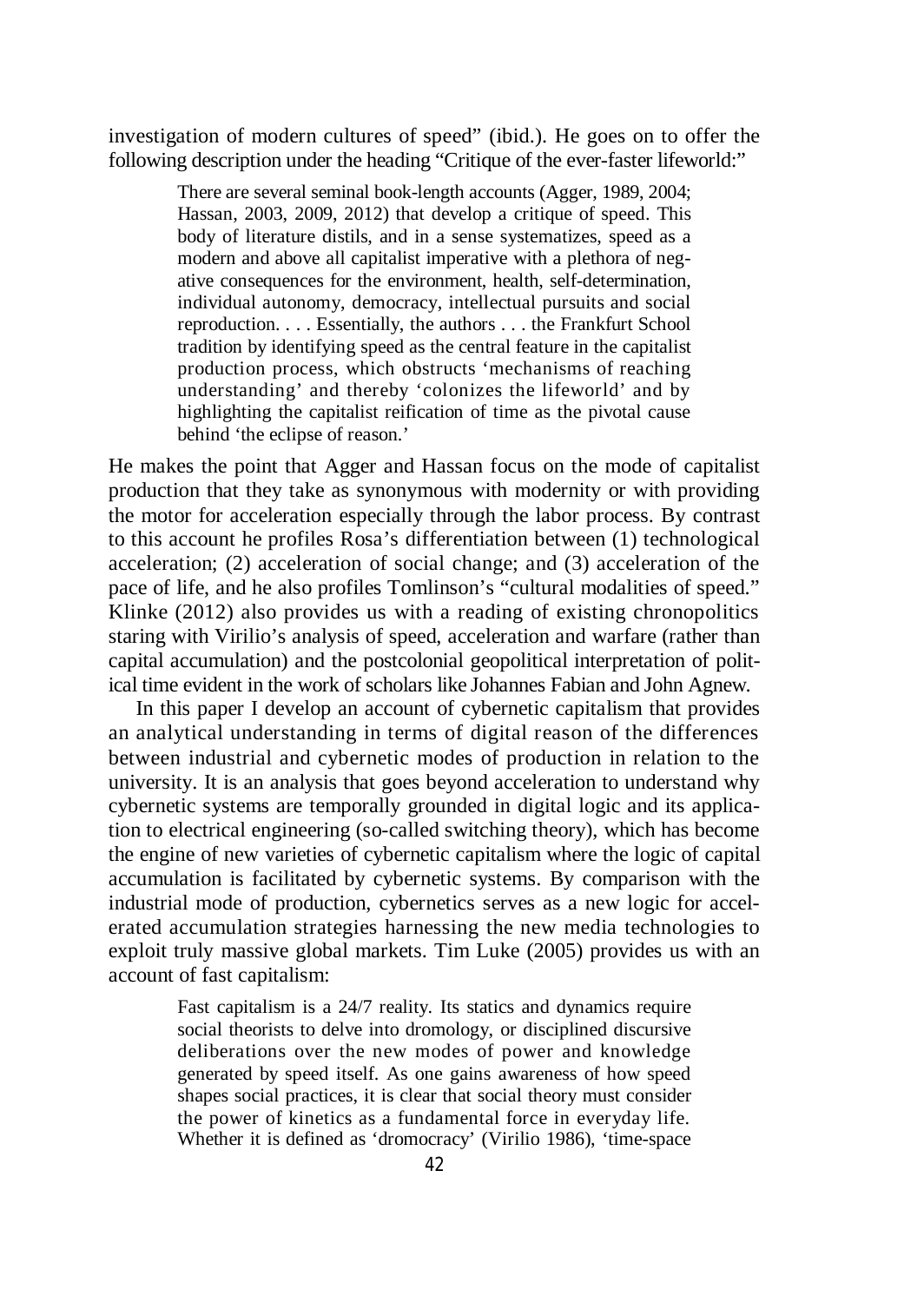investigation of modern cultures of speed" (ibid.). He goes on to offer the following description under the heading "Critique of the ever-faster lifeworld:"

> There are several seminal book-length accounts (Agger, 1989, 2004; Hassan, 2003, 2009, 2012) that develop a critique of speed. This body of literature distils, and in a sense systematizes, speed as a modern and above all capitalist imperative with a plethora of negative consequences for the environment, health, self-determination, individual autonomy, democracy, intellectual pursuits and social reproduction. . . . Essentially, the authors . . . the Frankfurt School tradition by identifying speed as the central feature in the capitalist production process, which obstructs 'mechanisms of reaching understanding' and thereby 'colonizes the lifeworld' and by highlighting the capitalist reification of time as the pivotal cause behind 'the eclipse of reason.'

He makes the point that Agger and Hassan focus on the mode of capitalist production that they take as synonymous with modernity or with providing the motor for acceleration especially through the labor process. By contrast to this account he profiles Rosa's differentiation between (1) technological acceleration; (2) acceleration of social change; and (3) acceleration of the pace of life, and he also profiles Tomlinson's "cultural modalities of speed." Klinke (2012) also provides us with a reading of existing chronopolitics staring with Virilio's analysis of speed, acceleration and warfare (rather than capital accumulation) and the postcolonial geopolitical interpretation of political time evident in the work of scholars like Johannes Fabian and John Agnew.

In this paper I develop an account of cybernetic capitalism that provides an analytical understanding in terms of digital reason of the differences between industrial and cybernetic modes of production in relation to the university. It is an analysis that goes beyond acceleration to understand why cybernetic systems are temporally grounded in digital logic and its application to electrical engineering (so-called switching theory), which has become the engine of new varieties of cybernetic capitalism where the logic of capital accumulation is facilitated by cybernetic systems. By comparison with the industrial mode of production, cybernetics serves as a new logic for accelerated accumulation strategies harnessing the new media technologies to exploit truly massive global markets. Tim Luke (2005) provides us with an account of fast capitalism:

> Fast capitalism is a 24/7 reality. Its statics and dynamics require social theorists to delve into dromology, or disciplined discursive deliberations over the new modes of power and knowledge generated by speed itself. As one gains awareness of how speed shapes social practices, it is clear that social theory must consider the power of kinetics as a fundamental force in everyday life. Whether it is defined as 'dromocracy' (Virilio 1986), 'time-space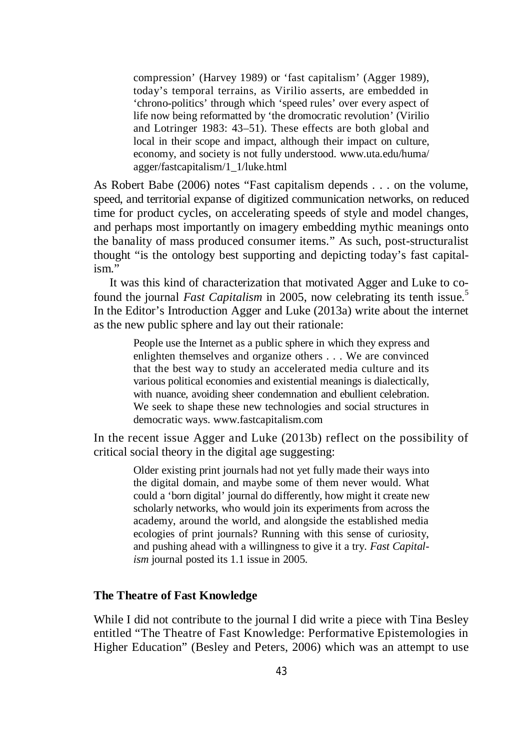> compression' (Harvey 1989) or 'fast capitalism' (Agger 1989), today's temporal terrains, as Virilio asserts, are embedded in 'chrono-politics' through which 'speed rules' over every aspect of life now being reformatted by 'the dromocratic revolution' (Virilio and Lotringer 1983: 43–51). These effects are both global and local in their scope and impact, although their impact on culture, economy, and society is not fully understood. www.uta.edu/huma/agger/fastcapitalism/1_1/luke.html

As Robert Babe (2006) notes "Fast capitalism depends . . . on the volume, speed, and territorial expanse of digitized communication networks, on reduced time for product cycles, on accelerating speeds of style and model changes, and perhaps most importantly on imagery embedding mythic meanings onto the banality of mass produced consumer items." As such, post-structuralist thought "is the ontology best supporting and depicting today's fast capitalism."

It was this kind of characterization that motivated Agger and Luke to co-found the journal *Fast Capitalism* in 2005, now celebrating its tenth issue.[5] In the Editor's Introduction Agger and Luke (2013a) write about the internet as the new public sphere and lay out their rationale:

> People use the Internet as a public sphere in which they express and enlighten themselves and organize others . . . We are convinced that the best way to study an accelerated media culture and its various political economies and existential meanings is dialectically, with nuance, avoiding sheer condemnation and ebullient celebration. We seek to shape these new technologies and social structures in democratic ways. www.fastcapitalism.com

In the recent issue Agger and Luke (2013b) reflect on the possibility of critical social theory in the digital age suggesting:

> Older existing print journals had not yet fully made their ways into the digital domain, and maybe some of them never would. What could a 'born digital' journal do differently, how might it create new scholarly networks, who would join its experiments from across the academy, around the world, and alongside the established media ecologies of print journals? Running with this sense of curiosity, and pushing ahead with a willingness to give it a try. *Fast Capitalism* journal posted its 1.1 issue in 2005.

## The Theatre of Fast Knowledge

While I did not contribute to the journal I did write a piece with Tina Besley entitled "The Theatre of Fast Knowledge: Performative Epistemologies in Higher Education" (Besley and Peters, 2006) which was an attempt to use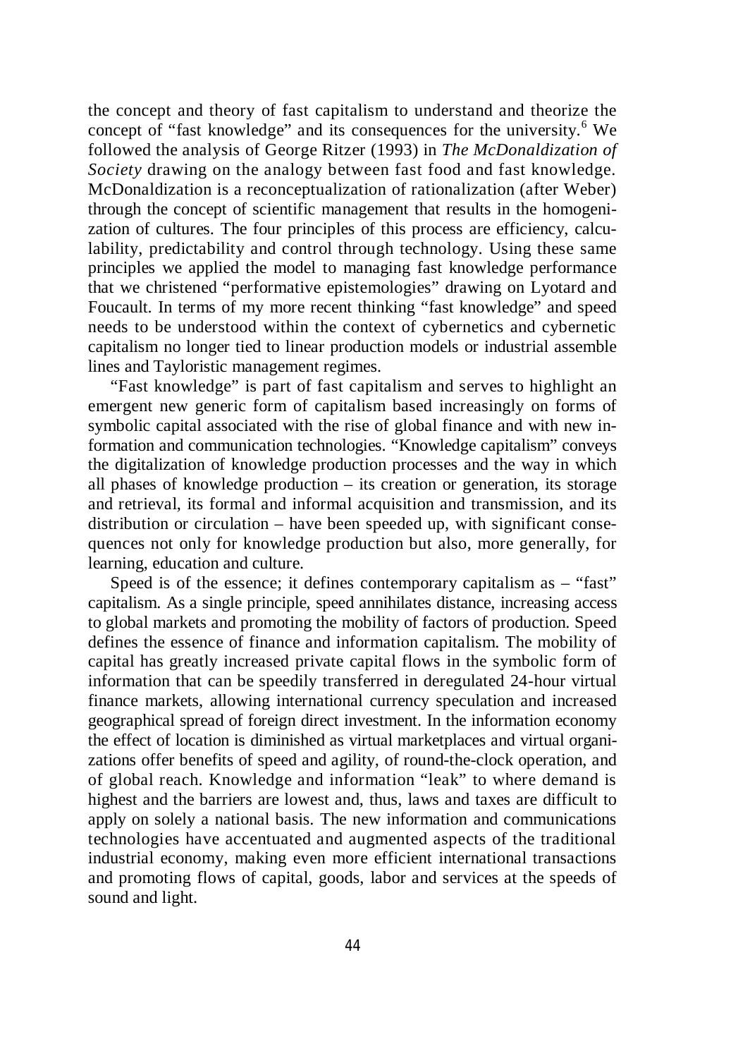the concept and theory of fast capitalism to understand and theorize the concept of "fast knowledge" and its consequences for the university.[6] We followed the analysis of George Ritzer (1993) in *The McDonaldization of Society* drawing on the analogy between fast food and fast knowledge. McDonaldization is a reconceptualization of rationalization (after Weber) through the concept of scientific management that results in the homogenization of cultures. The four principles of this process are efficiency, calculability, predictability and control through technology. Using these same principles we applied the model to managing fast knowledge performance that we christened "performative epistemologies" drawing on Lyotard and Foucault. In terms of my more recent thinking "fast knowledge" and speed needs to be understood within the context of cybernetics and cybernetic capitalism no longer tied to linear production models or industrial assemble lines and Tayloristic management regimes.

"Fast knowledge" is part of fast capitalism and serves to highlight an emergent new generic form of capitalism based increasingly on forms of symbolic capital associated with the rise of global finance and with new information and communication technologies. "Knowledge capitalism" conveys the digitalization of knowledge production processes and the way in which all phases of knowledge production – its creation or generation, its storage and retrieval, its formal and informal acquisition and transmission, and its distribution or circulation – have been speeded up, with significant consequences not only for knowledge production but also, more generally, for learning, education and culture.

Speed is of the essence; it defines contemporary capitalism as – "fast" capitalism. As a single principle, speed annihilates distance, increasing access to global markets and promoting the mobility of factors of production. Speed defines the essence of finance and information capitalism. The mobility of capital has greatly increased private capital flows in the symbolic form of information that can be speedily transferred in deregulated 24-hour virtual finance markets, allowing international currency speculation and increased geographical spread of foreign direct investment. In the information economy the effect of location is diminished as virtual marketplaces and virtual organizations offer benefits of speed and agility, of round-the-clock operation, and of global reach. Knowledge and information "leak" to where demand is highest and the barriers are lowest and, thus, laws and taxes are difficult to apply on solely a national basis. The new information and communications technologies have accentuated and augmented aspects of the traditional industrial economy, making even more efficient international transactions and promoting flows of capital, goods, labor and services at the speeds of sound and light.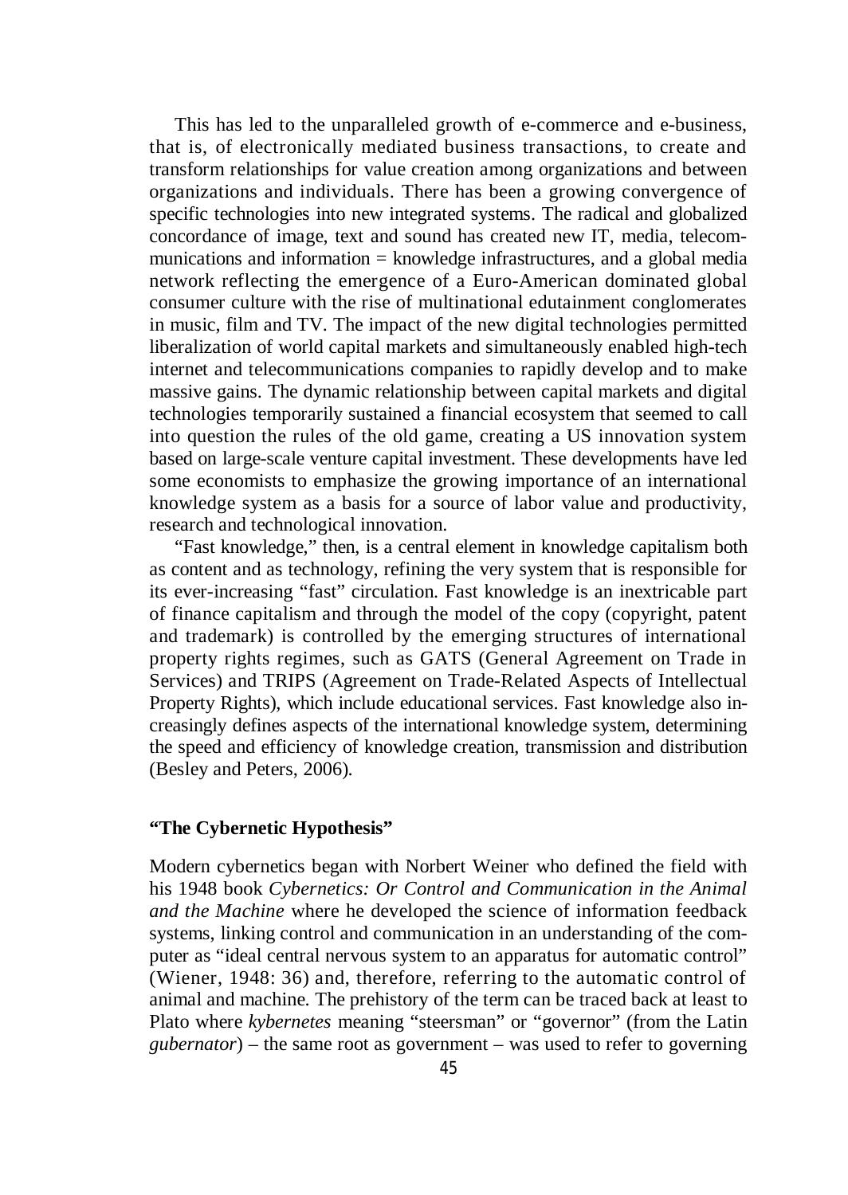This has led to the unparalleled growth of e-commerce and e-business, that is, of electronically mediated business transactions, to create and transform relationships for value creation among organizations and between organizations and individuals. There has been a growing convergence of specific technologies into new integrated systems. The radical and globalized concordance of image, text and sound has created new IT, media, telecommunications and information = knowledge infrastructures, and a global media network reflecting the emergence of a Euro-American dominated global consumer culture with the rise of multinational edutainment conglomerates in music, film and TV. The impact of the new digital technologies permitted liberalization of world capital markets and simultaneously enabled high-tech internet and telecommunications companies to rapidly develop and to make massive gains. The dynamic relationship between capital markets and digital technologies temporarily sustained a financial ecosystem that seemed to call into question the rules of the old game, creating a US innovation system based on large-scale venture capital investment. These developments have led some economists to emphasize the growing importance of an international knowledge system as a basis for a source of labor value and productivity, research and technological innovation.

"Fast knowledge," then, is a central element in knowledge capitalism both as content and as technology, refining the very system that is responsible for its ever-increasing "fast" circulation. Fast knowledge is an inextricable part of finance capitalism and through the model of the copy (copyright, patent and trademark) is controlled by the emerging structures of international property rights regimes, such as GATS (General Agreement on Trade in Services) and TRIPS (Agreement on Trade-Related Aspects of Intellectual Property Rights), which include educational services. Fast knowledge also increasingly defines aspects of the international knowledge system, determining the speed and efficiency of knowledge creation, transmission and distribution (Besley and Peters, 2006).

## "The Cybernetic Hypothesis"

Modern cybernetics began with Norbert Weiner who defined the field with his 1948 book *Cybernetics: Or Control and Communication in the Animal and the Machine* where he developed the science of information feedback systems, linking control and communication in an understanding of the computer as "ideal central nervous system to an apparatus for automatic control" (Wiener, 1948: 36) and, therefore, referring to the automatic control of animal and machine. The prehistory of the term can be traced back at least to Plato where *kybernetes* meaning "steersman" or "governor" (from the Latin *gubernator*) – the same root as government – was used to refer to governing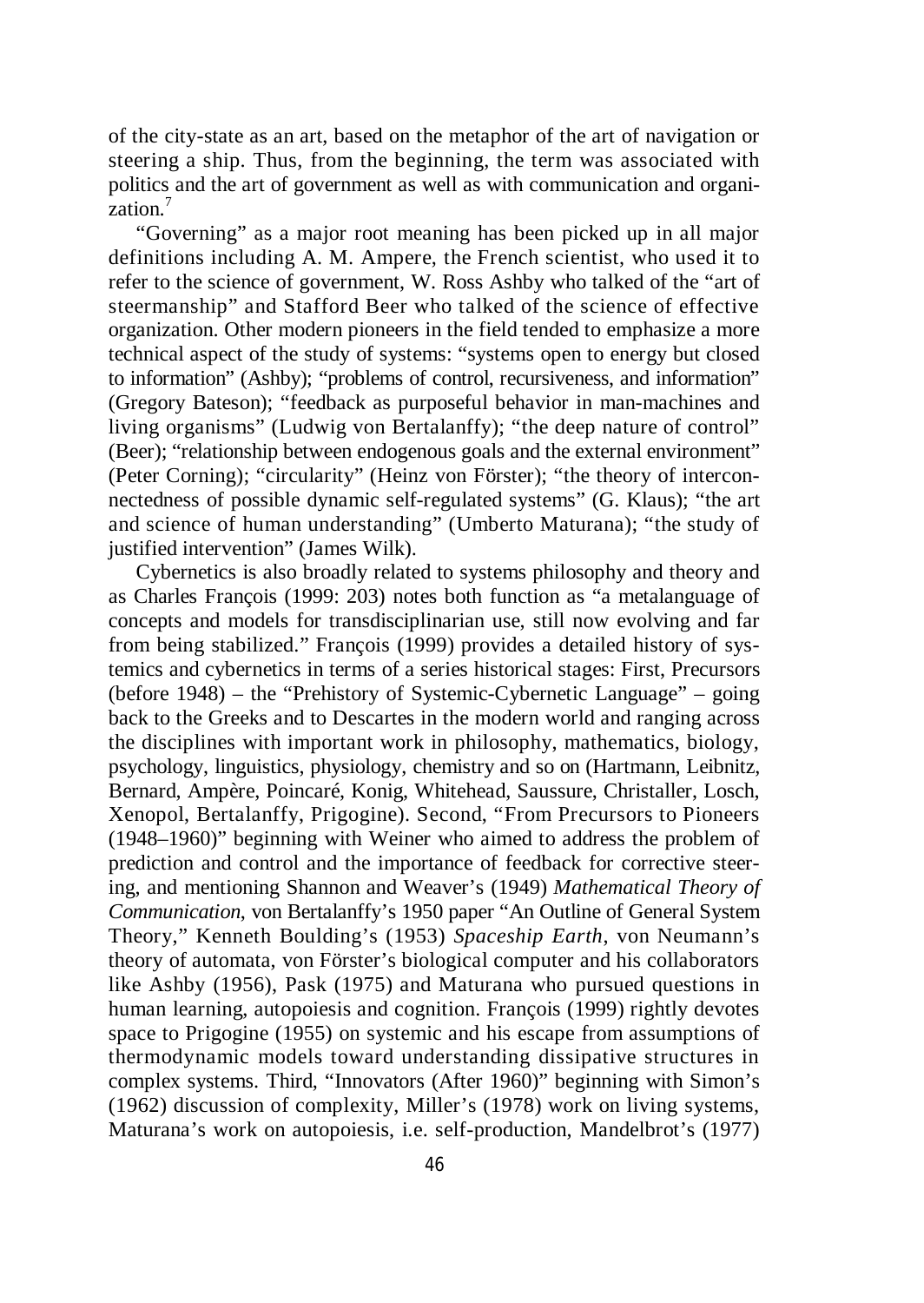of the city-state as an art, based on the metaphor of the art of navigation or steering a ship. Thus, from the beginning, the term was associated with politics and the art of government as well as with communication and organization.[7]

"Governing" as a major root meaning has been picked up in all major definitions including A. M. Ampere, the French scientist, who used it to refer to the science of government, W. Ross Ashby who talked of the "art of steermanship" and Stafford Beer who talked of the science of effective organization. Other modern pioneers in the field tended to emphasize a more technical aspect of the study of systems: "systems open to energy but closed to information" (Ashby); "problems of control, recursiveness, and information" (Gregory Bateson); "feedback as purposeful behavior in man-machines and living organisms" (Ludwig von Bertalanffy); "the deep nature of control" (Beer); "relationship between endogenous goals and the external environment" (Peter Corning); "circularity" (Heinz von Förster); "the theory of interconnectedness of possible dynamic self-regulated systems" (G. Klaus); "the art and science of human understanding" (Umberto Maturana); "the study of justified intervention" (James Wilk).

Cybernetics is also broadly related to systems philosophy and theory and as Charles François (1999: 203) notes both function as "a metalanguage of concepts and models for transdisciplinarian use, still now evolving and far from being stabilized." François (1999) provides a detailed history of systemics and cybernetics in terms of a series historical stages: First, Precursors (before 1948) – the "Prehistory of Systemic-Cybernetic Language" – going back to the Greeks and to Descartes in the modern world and ranging across the disciplines with important work in philosophy, mathematics, biology, psychology, linguistics, physiology, chemistry and so on (Hartmann, Leibnitz, Bernard, Ampère, Poincaré, Konig, Whitehead, Saussure, Christaller, Losch, Xenopol, Bertalanffy, Prigogine). Second, "From Precursors to Pioneers (1948–1960)" beginning with Weiner who aimed to address the problem of prediction and control and the importance of feedback for corrective steering, and mentioning Shannon and Weaver's (1949) *Mathematical Theory of Communication*, von Bertalanffy's 1950 paper "An Outline of General System Theory," Kenneth Boulding's (1953) *Spaceship Earth*, von Neumann's theory of automata, von Förster's biological computer and his collaborators like Ashby (1956), Pask (1975) and Maturana who pursued questions in human learning, autopoiesis and cognition. François (1999) rightly devotes space to Prigogine (1955) on systemic and his escape from assumptions of thermodynamic models toward understanding dissipative structures in complex systems. Third, "Innovators (After 1960)" beginning with Simon's (1962) discussion of complexity, Miller's (1978) work on living systems, Maturana's work on autopoiesis, i.e. self-production, Mandelbrot's (1977)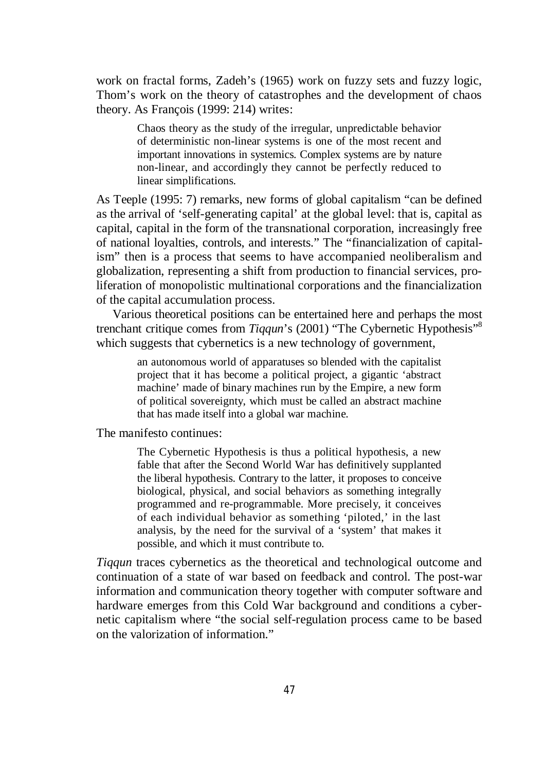work on fractal forms, Zadeh's (1965) work on fuzzy sets and fuzzy logic, Thom's work on the theory of catastrophes and the development of chaos theory. As François (1999: 214) writes:

> Chaos theory as the study of the irregular, unpredictable behavior of deterministic non-linear systems is one of the most recent and important innovations in systemics. Complex systems are by nature non-linear, and accordingly they cannot be perfectly reduced to linear simplifications.

As Teeple (1995: 7) remarks, new forms of global capitalism "can be defined as the arrival of 'self-generating capital' at the global level: that is, capital as capital, capital in the form of the transnational corporation, increasingly free of national loyalties, controls, and interests." The "financialization of capitalism" then is a process that seems to have accompanied neoliberalism and globalization, representing a shift from production to financial services, proliferation of monopolistic multinational corporations and the financialization of the capital accumulation process.

Various theoretical positions can be entertained here and perhaps the most trenchant critique comes from *Tiqqun*'s (2001) "The Cybernetic Hypothesis"[8] which suggests that cybernetics is a new technology of government,

> an autonomous world of apparatuses so blended with the capitalist project that it has become a political project, a gigantic 'abstract machine' made of binary machines run by the Empire, a new form of political sovereignty, which must be called an abstract machine that has made itself into a global war machine.

The manifesto continues:

> The Cybernetic Hypothesis is thus a political hypothesis, a new fable that after the Second World War has definitively supplanted the liberal hypothesis. Contrary to the latter, it proposes to conceive biological, physical, and social behaviors as something integrally programmed and re-programmable. More precisely, it conceives of each individual behavior as something 'piloted,' in the last analysis, by the need for the survival of a 'system' that makes it possible, and which it must contribute to.

*Tiqqun* traces cybernetics as the theoretical and technological outcome and continuation of a state of war based on feedback and control. The post-war information and communication theory together with computer software and hardware emerges from this Cold War background and conditions a cybernetic capitalism where "the social self-regulation process came to be based on the valorization of information."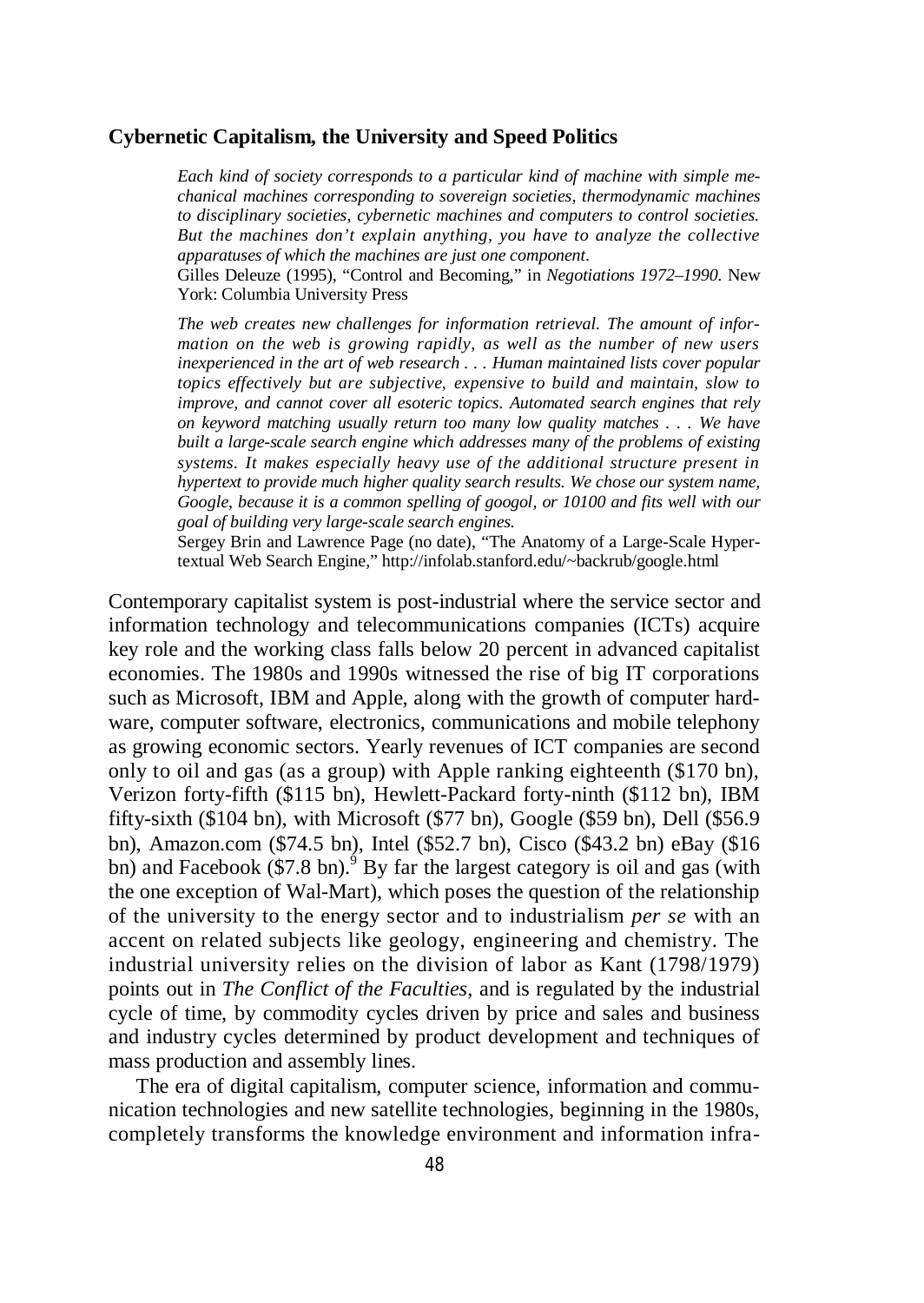### Cybernetic Capitalism, the University and Speed Politics

> *Each kind of society corresponds to a particular kind of machine with simple mechanical machines corresponding to sovereign societies, thermodynamic machines to disciplinary societies, cybernetic machines and computers to control societies. But the machines don't explain anything, you have to analyze the collective apparatuses of which the machines are just one component.*
>
> Gilles Deleuze (1995), "Control and Becoming," in *Negotiations 1972–1990*. New York: Columbia University Press

> *The web creates new challenges for information retrieval. The amount of information on the web is growing rapidly, as well as the number of new users inexperienced in the art of web research . . . Human maintained lists cover popular topics effectively but are subjective, expensive to build and maintain, slow to improve, and cannot cover all esoteric topics. Automated search engines that rely on keyword matching usually return too many low quality matches . . . We have built a large-scale search engine which addresses many of the problems of existing systems. It makes especially heavy use of the additional structure present in hypertext to provide much higher quality search results. We chose our system name, Google, because it is a common spelling of googol, or 10100 and fits well with our goal of building very large-scale search engines.*
>
> Sergey Brin and Lawrence Page (no date), "The Anatomy of a Large-Scale Hypertextual Web Search Engine," http://infolab.stanford.edu/~backrub/google.html

Contemporary capitalist system is post-industrial where the service sector and information technology and telecommunications companies (ICTs) acquire key role and the working class falls below 20 percent in advanced capitalist economies. The 1980s and 1990s witnessed the rise of big IT corporations such as Microsoft, IBM and Apple, along with the growth of computer hardware, computer software, electronics, communications and mobile telephony as growing economic sectors. Yearly revenues of ICT companies are second only to oil and gas (as a group) with Apple ranking eighteenth ($170 bn), Verizon forty-fifth ($115 bn), Hewlett-Packard forty-ninth ($112 bn), IBM fifty-sixth ($104 bn), with Microsoft ($77 bn), Google ($59 bn), Dell ($56.9 bn), Amazon.com ($74.5 bn), Intel ($52.7 bn), Cisco ($43.2 bn) eBay ($16 bn) and Facebook ($7.8 bn).[9] By far the largest category is oil and gas (with the one exception of Wal-Mart), which poses the question of the relationship of the university to the energy sector and to industrialism *per se* with an accent on related subjects like geology, engineering and chemistry. The industrial university relies on the division of labor as Kant (1798/1979) points out in *The Conflict of the Faculties*, and is regulated by the industrial cycle of time, by commodity cycles driven by price and sales and business and industry cycles determined by product development and techniques of mass production and assembly lines.

The era of digital capitalism, computer science, information and communication technologies and new satellite technologies, beginning in the 1980s, completely transforms the knowledge environment and information infra-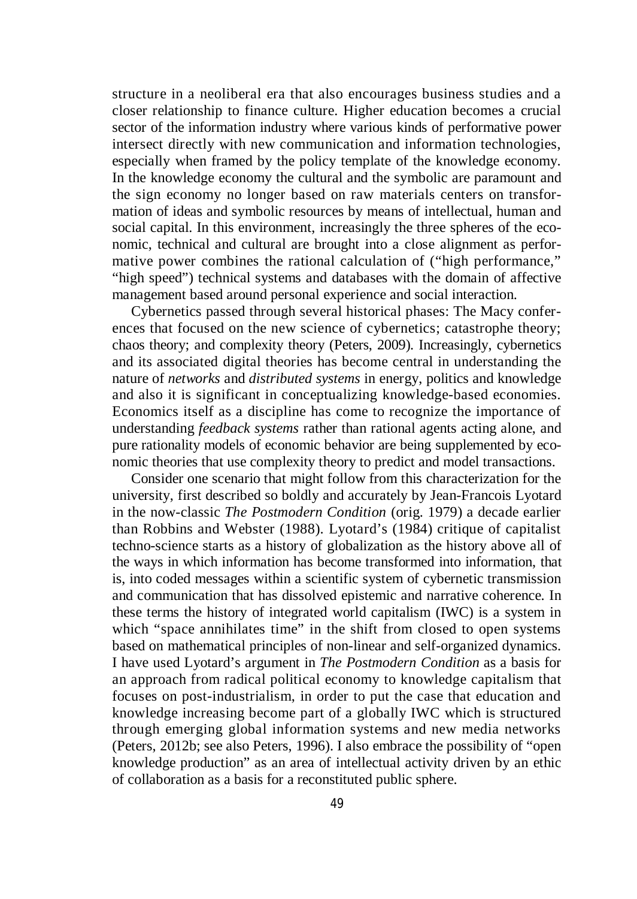structure in a neoliberal era that also encourages business studies and a closer relationship to finance culture. Higher education becomes a crucial sector of the information industry where various kinds of performative power intersect directly with new communication and information technologies, especially when framed by the policy template of the knowledge economy. In the knowledge economy the cultural and the symbolic are paramount and the sign economy no longer based on raw materials centers on transformation of ideas and symbolic resources by means of intellectual, human and social capital. In this environment, increasingly the three spheres of the economic, technical and cultural are brought into a close alignment as performative power combines the rational calculation of ("high performance," "high speed") technical systems and databases with the domain of affective management based around personal experience and social interaction.

Cybernetics passed through several historical phases: The Macy conferences that focused on the new science of cybernetics; catastrophe theory; chaos theory; and complexity theory (Peters, 2009). Increasingly, cybernetics and its associated digital theories has become central in understanding the nature of *networks* and *distributed systems* in energy, politics and knowledge and also it is significant in conceptualizing knowledge-based economies. Economics itself as a discipline has come to recognize the importance of understanding *feedback systems* rather than rational agents acting alone, and pure rationality models of economic behavior are being supplemented by economic theories that use complexity theory to predict and model transactions.

Consider one scenario that might follow from this characterization for the university, first described so boldly and accurately by Jean-Francois Lyotard in the now-classic *The Postmodern Condition* (orig. 1979) a decade earlier than Robbins and Webster (1988). Lyotard's (1984) critique of capitalist techno-science starts as a history of globalization as the history above all of the ways in which information has become transformed into information, that is, into coded messages within a scientific system of cybernetic transmission and communication that has dissolved epistemic and narrative coherence. In these terms the history of integrated world capitalism (IWC) is a system in which "space annihilates time" in the shift from closed to open systems based on mathematical principles of non-linear and self-organized dynamics. I have used Lyotard's argument in *The Postmodern Condition* as a basis for an approach from radical political economy to knowledge capitalism that focuses on post-industrialism, in order to put the case that education and knowledge increasing become part of a globally IWC which is structured through emerging global information systems and new media networks (Peters, 2012b; see also Peters, 1996). I also embrace the possibility of "open knowledge production" as an area of intellectual activity driven by an ethic of collaboration as a basis for a reconstituted public sphere.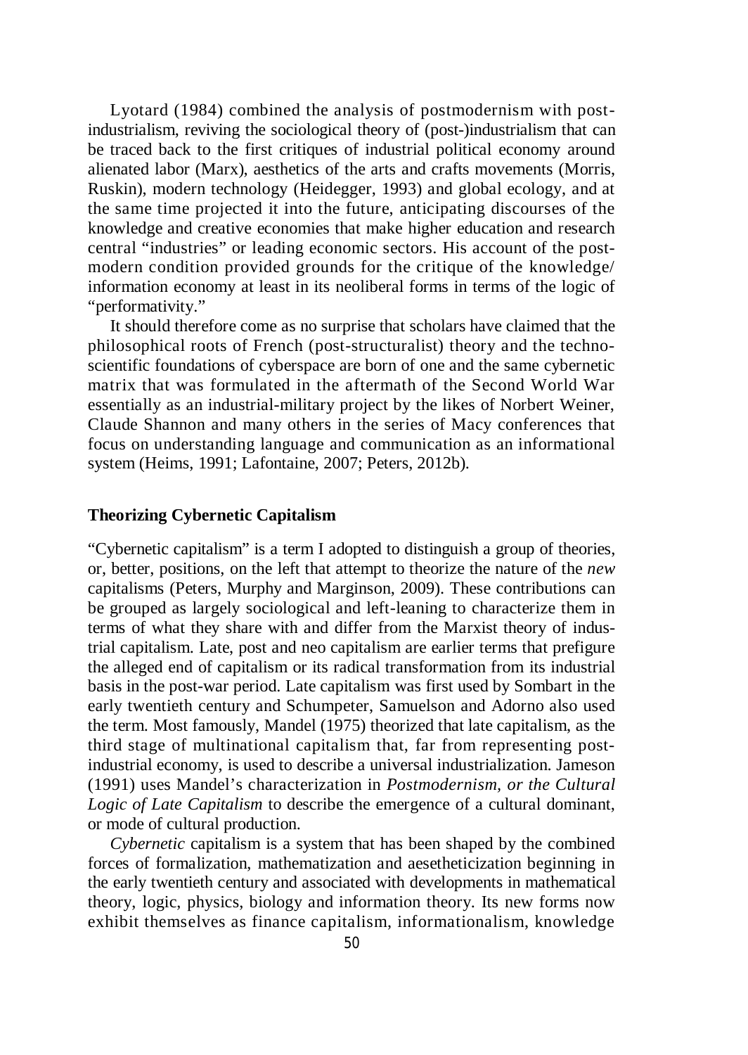Lyotard (1984) combined the analysis of postmodernism with post-industrialism, reviving the sociological theory of (post-)industrialism that can be traced back to the first critiques of industrial political economy around alienated labor (Marx), aesthetics of the arts and crafts movements (Morris, Ruskin), modern technology (Heidegger, 1993) and global ecology, and at the same time projected it into the future, anticipating discourses of the knowledge and creative economies that make higher education and research central "industries" or leading economic sectors. His account of the post-modern condition provided grounds for the critique of the knowledge/ information economy at least in its neoliberal forms in terms of the logic of "performativity."

It should therefore come as no surprise that scholars have claimed that the philosophical roots of French (post-structuralist) theory and the techno-scientific foundations of cyberspace are born of one and the same cybernetic matrix that was formulated in the aftermath of the Second World War essentially as an industrial-military project by the likes of Norbert Weiner, Claude Shannon and many others in the series of Macy conferences that focus on understanding language and communication as an informational system (Heims, 1991; Lafontaine, 2007; Peters, 2012b).

## Theorizing Cybernetic Capitalism

"Cybernetic capitalism" is a term I adopted to distinguish a group of theories, or, better, positions, on the left that attempt to theorize the nature of the *new* capitalisms (Peters, Murphy and Marginson, 2009). These contributions can be grouped as largely sociological and left-leaning to characterize them in terms of what they share with and differ from the Marxist theory of industrial capitalism. Late, post and neo capitalism are earlier terms that prefigure the alleged end of capitalism or its radical transformation from its industrial basis in the post-war period. Late capitalism was first used by Sombart in the early twentieth century and Schumpeter, Samuelson and Adorno also used the term. Most famously, Mandel (1975) theorized that late capitalism, as the third stage of multinational capitalism that, far from representing post-industrial economy, is used to describe a universal industrialization. Jameson (1991) uses Mandel's characterization in *Postmodernism, or the Cultural Logic of Late Capitalism* to describe the emergence of a cultural dominant, or mode of cultural production.

*Cybernetic* capitalism is a system that has been shaped by the combined forces of formalization, mathematization and aesetheticization beginning in the early twentieth century and associated with developments in mathematical theory, logic, physics, biology and information theory. Its new forms now exhibit themselves as finance capitalism, informationalism, knowledge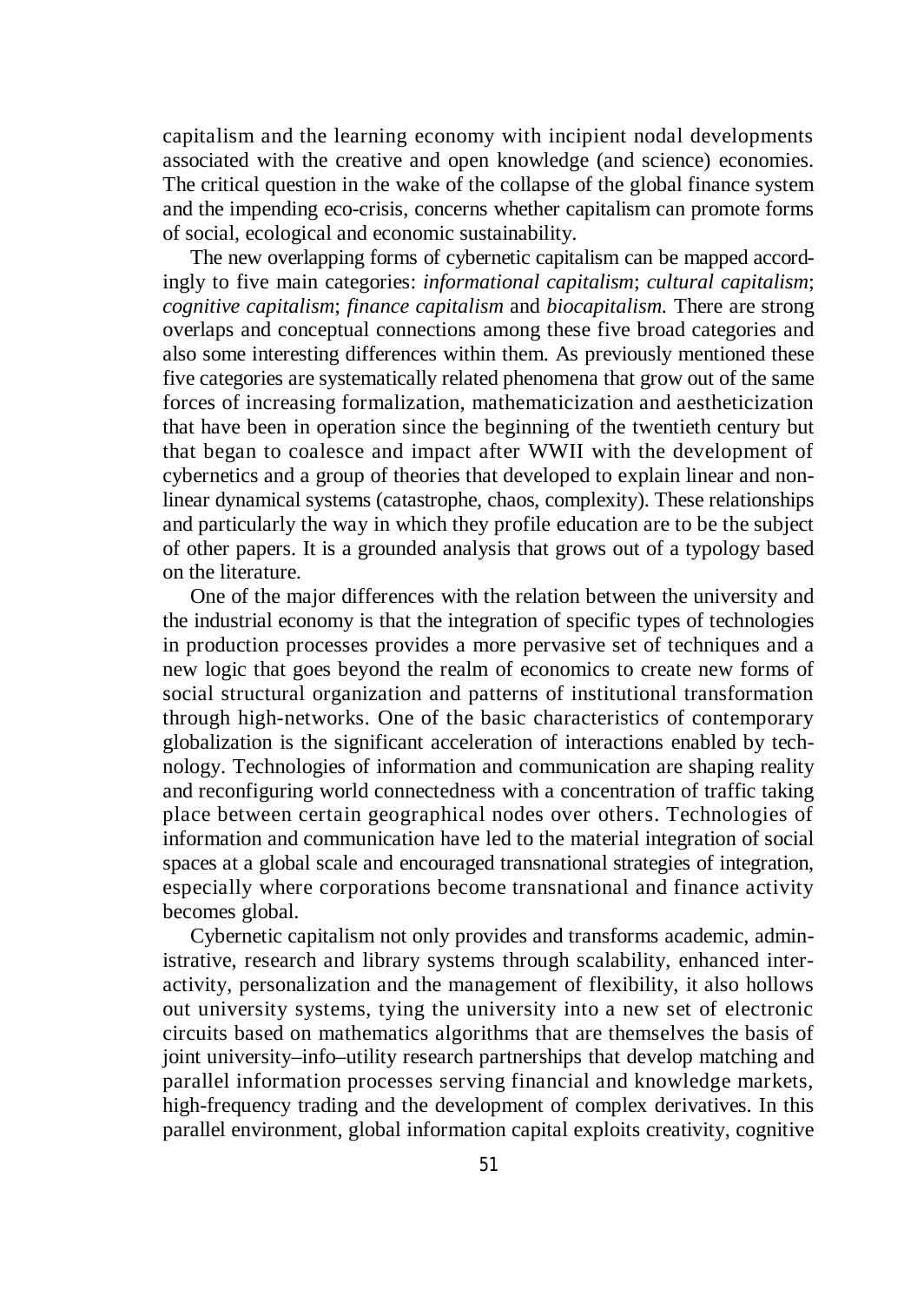capitalism and the learning economy with incipient nodal developments associated with the creative and open knowledge (and science) economies. The critical question in the wake of the collapse of the global finance system and the impending eco-crisis, concerns whether capitalism can promote forms of social, ecological and economic sustainability.

The new overlapping forms of cybernetic capitalism can be mapped accordingly to five main categories: *informational capitalism*; *cultural capitalism*; *cognitive capitalism*; *finance capitalism* and *biocapitalism.* There are strong overlaps and conceptual connections among these five broad categories and also some interesting differences within them. As previously mentioned these five categories are systematically related phenomena that grow out of the same forces of increasing formalization, mathematicization and aestheticization that have been in operation since the beginning of the twentieth century but that began to coalesce and impact after WWII with the development of cybernetics and a group of theories that developed to explain linear and non-linear dynamical systems (catastrophe, chaos, complexity). These relationships and particularly the way in which they profile education are to be the subject of other papers. It is a grounded analysis that grows out of a typology based on the literature.

One of the major differences with the relation between the university and the industrial economy is that the integration of specific types of technologies in production processes provides a more pervasive set of techniques and a new logic that goes beyond the realm of economics to create new forms of social structural organization and patterns of institutional transformation through high-networks. One of the basic characteristics of contemporary globalization is the significant acceleration of interactions enabled by technology. Technologies of information and communication are shaping reality and reconfiguring world connectedness with a concentration of traffic taking place between certain geographical nodes over others. Technologies of information and communication have led to the material integration of social spaces at a global scale and encouraged transnational strategies of integration, especially where corporations become transnational and finance activity becomes global.

Cybernetic capitalism not only provides and transforms academic, administrative, research and library systems through scalability, enhanced interactivity, personalization and the management of flexibility, it also hollows out university systems, tying the university into a new set of electronic circuits based on mathematics algorithms that are themselves the basis of joint university–info–utility research partnerships that develop matching and parallel information processes serving financial and knowledge markets, high-frequency trading and the development of complex derivatives. In this parallel environment, global information capital exploits creativity, cognitive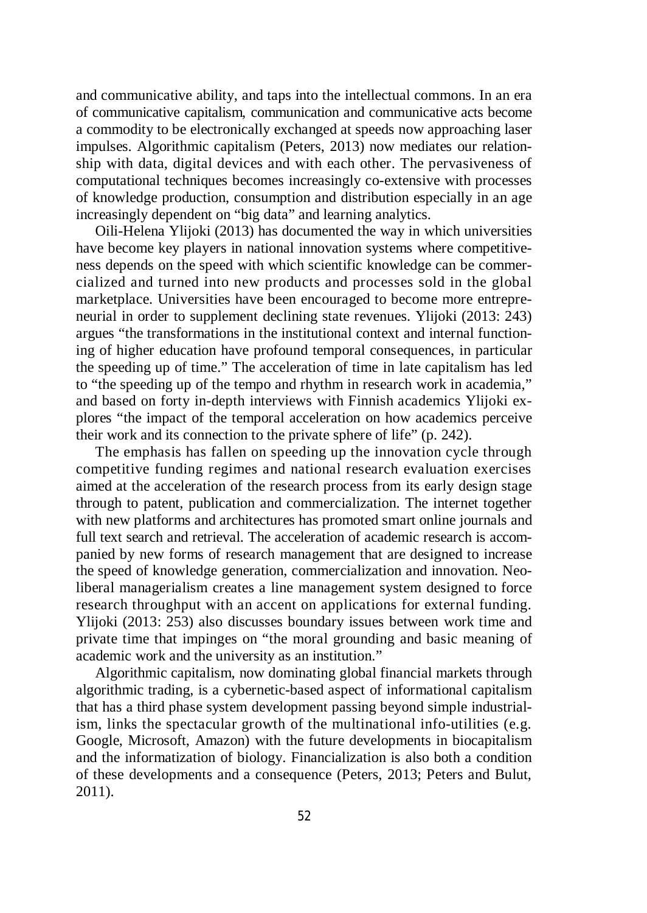and communicative ability, and taps into the intellectual commons. In an era of communicative capitalism, communication and communicative acts become a commodity to be electronically exchanged at speeds now approaching laser impulses. Algorithmic capitalism (Peters, 2013) now mediates our relationship with data, digital devices and with each other. The pervasiveness of computational techniques becomes increasingly co-extensive with processes of knowledge production, consumption and distribution especially in an age increasingly dependent on "big data" and learning analytics.

Oili-Helena Ylijoki (2013) has documented the way in which universities have become key players in national innovation systems where competitiveness depends on the speed with which scientific knowledge can be commercialized and turned into new products and processes sold in the global marketplace. Universities have been encouraged to become more entrepreneurial in order to supplement declining state revenues. Ylijoki (2013: 243) argues "the transformations in the institutional context and internal functioning of higher education have profound temporal consequences, in particular the speeding up of time." The acceleration of time in late capitalism has led to "the speeding up of the tempo and rhythm in research work in academia," and based on forty in-depth interviews with Finnish academics Ylijoki explores "the impact of the temporal acceleration on how academics perceive their work and its connection to the private sphere of life" (p. 242).

The emphasis has fallen on speeding up the innovation cycle through competitive funding regimes and national research evaluation exercises aimed at the acceleration of the research process from its early design stage through to patent, publication and commercialization. The internet together with new platforms and architectures has promoted smart online journals and full text search and retrieval. The acceleration of academic research is accompanied by new forms of research management that are designed to increase the speed of knowledge generation, commercialization and innovation. Neoliberal managerialism creates a line management system designed to force research throughput with an accent on applications for external funding. Ylijoki (2013: 253) also discusses boundary issues between work time and private time that impinges on "the moral grounding and basic meaning of academic work and the university as an institution."

Algorithmic capitalism, now dominating global financial markets through algorithmic trading, is a cybernetic-based aspect of informational capitalism that has a third phase system development passing beyond simple industrialism, links the spectacular growth of the multinational info-utilities (e.g. Google, Microsoft, Amazon) with the future developments in biocapitalism and the informatization of biology. Financialization is also both a condition of these developments and a consequence (Peters, 2013; Peters and Bulut, 2011).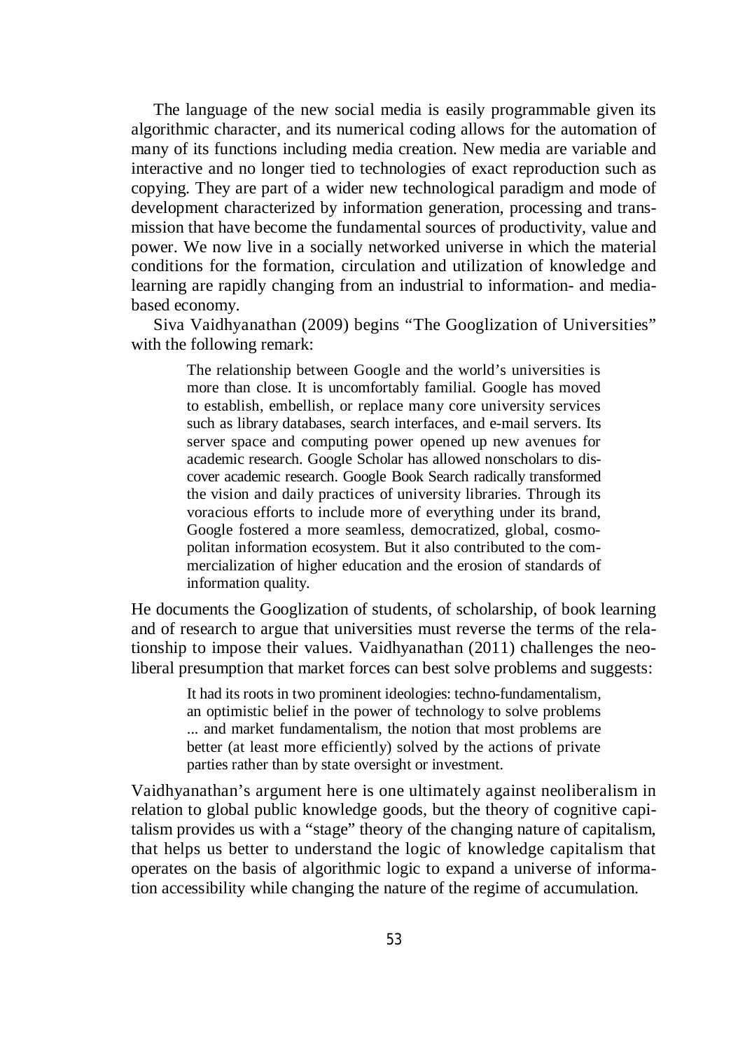The language of the new social media is easily programmable given its algorithmic character, and its numerical coding allows for the automation of many of its functions including media creation. New media are variable and interactive and no longer tied to technologies of exact reproduction such as copying. They are part of a wider new technological paradigm and mode of development characterized by information generation, processing and transmission that have become the fundamental sources of productivity, value and power. We now live in a socially networked universe in which the material conditions for the formation, circulation and utilization of knowledge and learning are rapidly changing from an industrial to information- and media-based economy.

Siva Vaidhyanathan (2009) begins "The Googlization of Universities" with the following remark:

> The relationship between Google and the world's universities is more than close. It is uncomfortably familial. Google has moved to establish, embellish, or replace many core university services such as library databases, search interfaces, and e-mail servers. Its server space and computing power opened up new avenues for academic research. Google Scholar has allowed nonscholars to discover academic research. Google Book Search radically transformed the vision and daily practices of university libraries. Through its voracious efforts to include more of everything under its brand, Google fostered a more seamless, democratized, global, cosmopolitan information ecosystem. But it also contributed to the commercialization of higher education and the erosion of standards of information quality.

He documents the Googlization of students, of scholarship, of book learning and of research to argue that universities must reverse the terms of the relationship to impose their values. Vaidhyanathan (2011) challenges the neoliberal presumption that market forces can best solve problems and suggests:

> It had its roots in two prominent ideologies: techno-fundamentalism, an optimistic belief in the power of technology to solve problems ... and market fundamentalism, the notion that most problems are better (at least more efficiently) solved by the actions of private parties rather than by state oversight or investment.

Vaidhyanathan's argument here is one ultimately against neoliberalism in relation to global public knowledge goods, but the theory of cognitive capitalism provides us with a "stage" theory of the changing nature of capitalism, that helps us better to understand the logic of knowledge capitalism that operates on the basis of algorithmic logic to expand a universe of information accessibility while changing the nature of the regime of accumulation.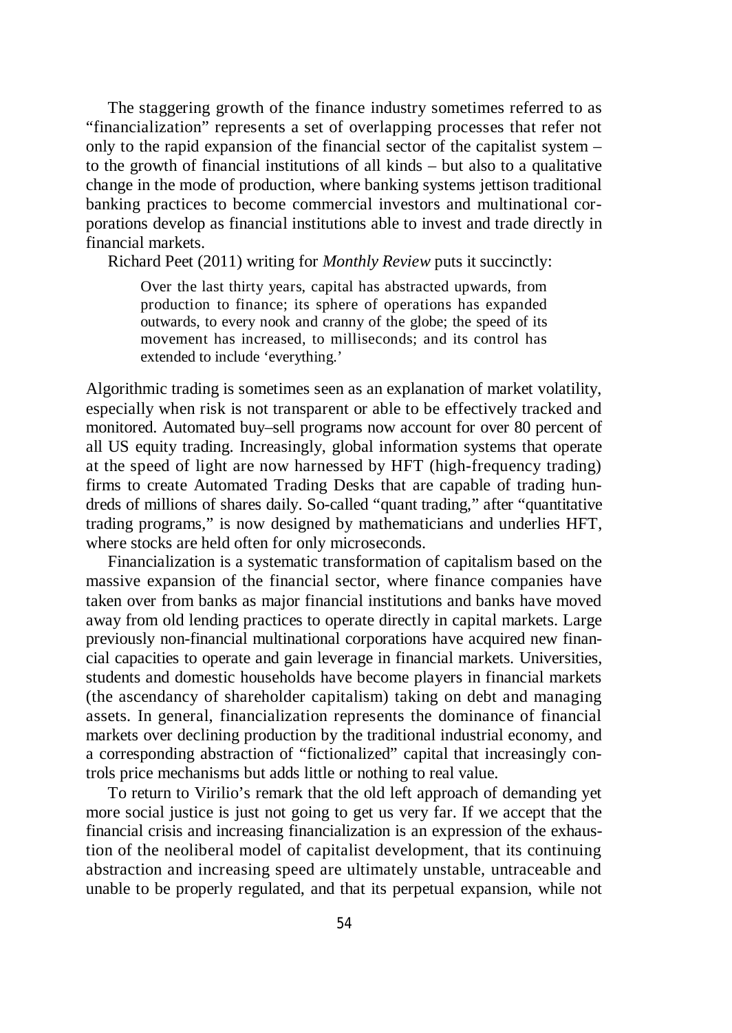The staggering growth of the finance industry sometimes referred to as "financialization" represents a set of overlapping processes that refer not only to the rapid expansion of the financial sector of the capitalist system – to the growth of financial institutions of all kinds – but also to a qualitative change in the mode of production, where banking systems jettison traditional banking practices to become commercial investors and multinational corporations develop as financial institutions able to invest and trade directly in financial markets.

Richard Peet (2011) writing for *Monthly Review* puts it succinctly:

> Over the last thirty years, capital has abstracted upwards, from production to finance; its sphere of operations has expanded outwards, to every nook and cranny of the globe; the speed of its movement has increased, to milliseconds; and its control has extended to include 'everything.'

Algorithmic trading is sometimes seen as an explanation of market volatility, especially when risk is not transparent or able to be effectively tracked and monitored. Automated buy–sell programs now account for over 80 percent of all US equity trading. Increasingly, global information systems that operate at the speed of light are now harnessed by HFT (high-frequency trading) firms to create Automated Trading Desks that are capable of trading hundreds of millions of shares daily. So-called "quant trading," after "quantitative trading programs," is now designed by mathematicians and underlies HFT, where stocks are held often for only microseconds.

Financialization is a systematic transformation of capitalism based on the massive expansion of the financial sector, where finance companies have taken over from banks as major financial institutions and banks have moved away from old lending practices to operate directly in capital markets. Large previously non-financial multinational corporations have acquired new financial capacities to operate and gain leverage in financial markets. Universities, students and domestic households have become players in financial markets (the ascendancy of shareholder capitalism) taking on debt and managing assets. In general, financialization represents the dominance of financial markets over declining production by the traditional industrial economy, and a corresponding abstraction of "fictionalized" capital that increasingly controls price mechanisms but adds little or nothing to real value.

To return to Virilio's remark that the old left approach of demanding yet more social justice is just not going to get us very far. If we accept that the financial crisis and increasing financialization is an expression of the exhaustion of the neoliberal model of capitalist development, that its continuing abstraction and increasing speed are ultimately unstable, untraceable and unable to be properly regulated, and that its perpetual expansion, while not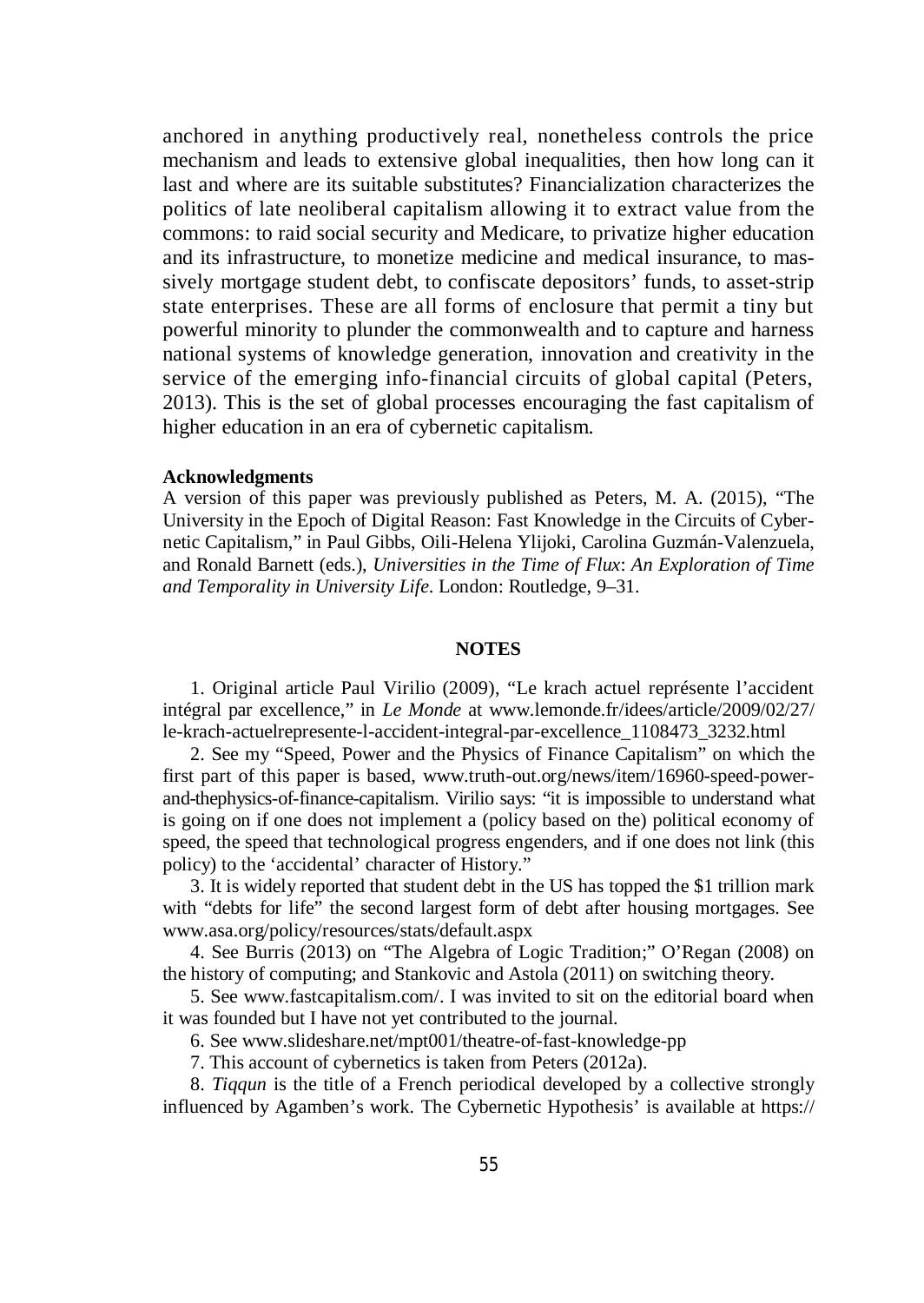anchored in anything productively real, nonetheless controls the price mechanism and leads to extensive global inequalities, then how long can it last and where are its suitable substitutes? Financialization characterizes the politics of late neoliberal capitalism allowing it to extract value from the commons: to raid social security and Medicare, to privatize higher education and its infrastructure, to monetize medicine and medical insurance, to massively mortgage student debt, to confiscate depositors' funds, to asset-strip state enterprises. These are all forms of enclosure that permit a tiny but powerful minority to plunder the commonwealth and to capture and harness national systems of knowledge generation, innovation and creativity in the service of the emerging info-financial circuits of global capital (Peters, 2013). This is the set of global processes encouraging the fast capitalism of higher education in an era of cybernetic capitalism.

**Acknowledgments**
A version of this paper was previously published as Peters, M. A. (2015), "The University in the Epoch of Digital Reason: Fast Knowledge in the Circuits of Cybernetic Capitalism," in Paul Gibbs, Oili-Helena Ylijoki, Carolina Guzmán-Valenzuela, and Ronald Barnett (eds.), *Universities in the Time of Flux*: *An Exploration of Time and Temporality in University Life*. London: Routledge, 9–31.

## NOTES

1. Original article Paul Virilio (2009), "Le krach actuel représente l'accident intégral par excellence," in *Le Monde* at www.lemonde.fr/idees/article/2009/02/27/le-krach-actuelrepresente-l-accident-integral-par-excellence_1108473_3232.html

2. See my "Speed, Power and the Physics of Finance Capitalism" on which the first part of this paper is based, www.truth-out.org/news/item/16960-speed-power-and-thephysics-of-finance-capitalism. Virilio says: "it is impossible to understand what is going on if one does not implement a (policy based on the) political economy of speed, the speed that technological progress engenders, and if one does not link (this policy) to the 'accidental' character of History."

3. It is widely reported that student debt in the US has topped the $1 trillion mark with "debts for life" the second largest form of debt after housing mortgages. See www.asa.org/policy/resources/stats/default.aspx

4. See Burris (2013) on "The Algebra of Logic Tradition;" O'Regan (2008) on the history of computing; and Stankovic and Astola (2011) on switching theory.

5. See www.fastcapitalism.com/. I was invited to sit on the editorial board when it was founded but I have not yet contributed to the journal.

6. See www.slideshare.net/mpt001/theatre-of-fast-knowledge-pp

7. This account of cybernetics is taken from Peters (2012a).

8. *Tiqqun* is the title of a French periodical developed by a collective strongly influenced by Agamben's work. The Cybernetic Hypothesis' is available at https://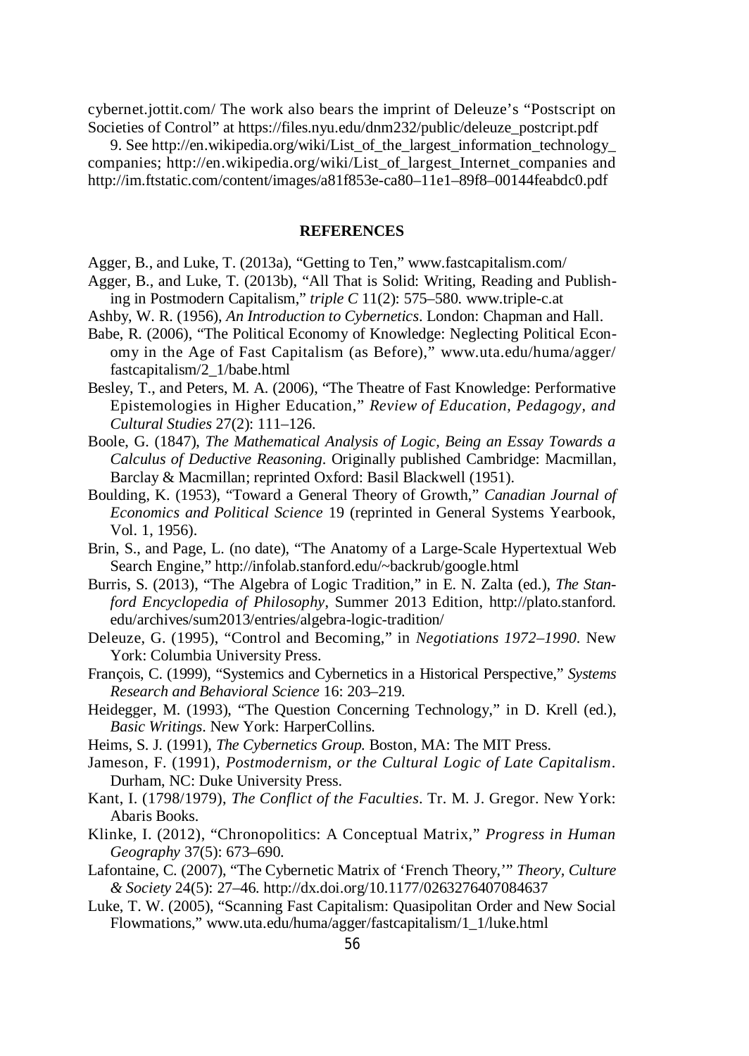cybernet.jottit.com/ The work also bears the imprint of Deleuze's "Postscript on Societies of Control" at https://files.nyu.edu/dnm232/public/deleuze_postcript.pdf

9. See http://en.wikipedia.org/wiki/List_of_the_largest_information_technology_companies; http://en.wikipedia.org/wiki/List_of_largest_Internet_companies and http://im.ftstatic.com/content/images/a81f853e-ca80–11e1–89f8–00144feabdc0.pdf

## REFERENCES

Agger, B., and Luke, T. (2013a), "Getting to Ten," www.fastcapitalism.com/

Agger, B., and Luke, T. (2013b), "All That is Solid: Writing, Reading and Publishing in Postmodern Capitalism," *triple C* 11(2): 575–580. www.triple-c.at

Ashby, W. R. (1956), *An Introduction to Cybernetics*. London: Chapman and Hall.

Babe, R. (2006), "The Political Economy of Knowledge: Neglecting Political Economy in the Age of Fast Capitalism (as Before)," www.uta.edu/huma/agger/fastcapitalism/2_1/babe.html

Besley, T., and Peters, M. A. (2006), "The Theatre of Fast Knowledge: Performative Epistemologies in Higher Education," *Review of Education, Pedagogy, and Cultural Studies* 27(2): 111–126.

Boole, G. (1847), *The Mathematical Analysis of Logic, Being an Essay Towards a Calculus of Deductive Reasoning*. Originally published Cambridge: Macmillan, Barclay & Macmillan; reprinted Oxford: Basil Blackwell (1951).

Boulding, K. (1953), "Toward a General Theory of Growth," *Canadian Journal of Economics and Political Science* 19 (reprinted in General Systems Yearbook, Vol. 1, 1956).

Brin, S., and Page, L. (no date), "The Anatomy of a Large-Scale Hypertextual Web Search Engine," http://infolab.stanford.edu/~backrub/google.html

Burris, S. (2013), "The Algebra of Logic Tradition," in E. N. Zalta (ed.), *The Stanford Encyclopedia of Philosophy*, Summer 2013 Edition, http://plato.stanford.edu/archives/sum2013/entries/algebra-logic-tradition/

Deleuze, G. (1995), "Control and Becoming," in *Negotiations 1972–1990*. New York: Columbia University Press.

François, C. (1999), "Systemics and Cybernetics in a Historical Perspective," *Systems Research and Behavioral Science* 16: 203–219.

Heidegger, M. (1993), "The Question Concerning Technology," in D. Krell (ed.), *Basic Writings*. New York: HarperCollins.

Heims, S. J. (1991), *The Cybernetics Group*. Boston, MA: The MIT Press.

Jameson, F. (1991), *Postmodernism, or the Cultural Logic of Late Capitalism*. Durham, NC: Duke University Press.

Kant, I. (1798/1979), *The Conflict of the Faculties*. Tr. M. J. Gregor. New York: Abaris Books.

Klinke, I. (2012), "Chronopolitics: A Conceptual Matrix," *Progress in Human Geography* 37(5): 673–690.

Lafontaine, C. (2007), "The Cybernetic Matrix of 'French Theory,'" *Theory, Culture & Society* 24(5): 27–46. http://dx.doi.org/10.1177/0263276407084637

Luke, T. W. (2005), "Scanning Fast Capitalism: Quasipolitan Order and New Social Flowmations," www.uta.edu/huma/agger/fastcapitalism/1_1/luke.html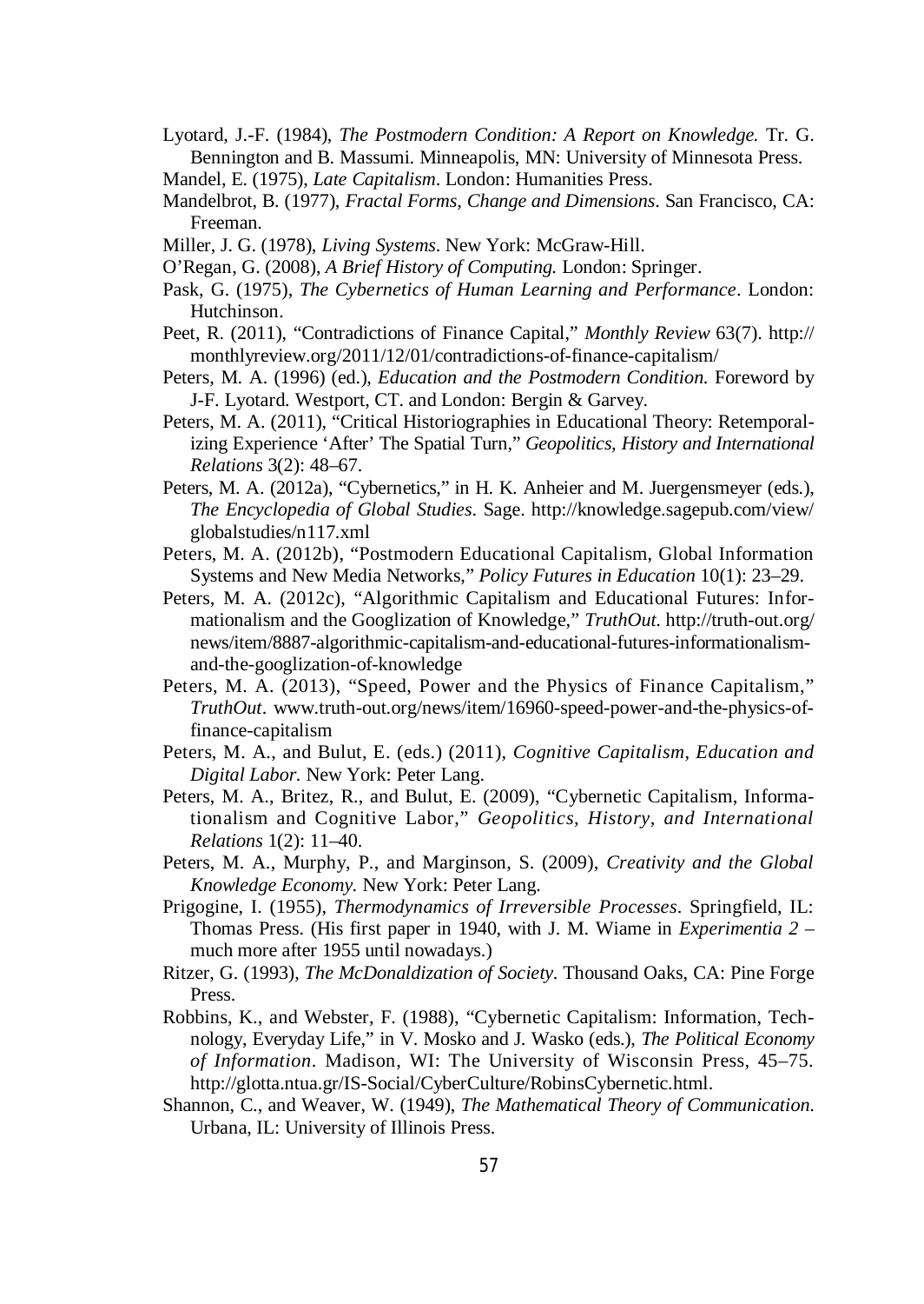Lyotard, J.-F. (1984), *The Postmodern Condition: A Report on Knowledge.* Tr. G. Bennington and B. Massumi. Minneapolis, MN: University of Minnesota Press.

Mandel, E. (1975), *Late Capitalism*. London: Humanities Press.

Mandelbrot, B. (1977), *Fractal Forms, Change and Dimensions*. San Francisco, CA: Freeman.

Miller, J. G. (1978), *Living Systems*. New York: McGraw-Hill.

O'Regan, G. (2008), *A Brief History of Computing.* London: Springer.

Pask, G. (1975), *The Cybernetics of Human Learning and Performance*. London: Hutchinson.

Peet, R. (2011), "Contradictions of Finance Capital," *Monthly Review* 63(7). http://monthlyreview.org/2011/12/01/contradictions-of-finance-capitalism/

Peters, M. A. (1996) (ed.), *Education and the Postmodern Condition.* Foreword by J-F. Lyotard. Westport, CT. and London: Bergin & Garvey.

Peters, M. A. (2011), "Critical Historiographies in Educational Theory: Retemporalizing Experience 'After' The Spatial Turn," *Geopolitics, History and International Relations* 3(2): 48–67.

Peters, M. A. (2012a), "Cybernetics," in H. K. Anheier and M. Juergensmeyer (eds.), *The Encyclopedia of Global Studies*. Sage. http://knowledge.sagepub.com/view/globalstudies/n117.xml

Peters, M. A. (2012b), "Postmodern Educational Capitalism, Global Information Systems and New Media Networks," *Policy Futures in Education* 10(1): 23–29.

Peters, M. A. (2012c), "Algorithmic Capitalism and Educational Futures: Informationalism and the Googlization of Knowledge," *TruthOut*. http://truth-out.org/news/item/8887-algorithmic-capitalism-and-educational-futures-informationalism-and-the-googlization-of-knowledge

Peters, M. A. (2013), "Speed, Power and the Physics of Finance Capitalism," *TruthOut*. www.truth-out.org/news/item/16960-speed-power-and-the-physics-of-finance-capitalism

Peters, M. A., and Bulut, E. (eds.) (2011), *Cognitive Capitalism, Education and Digital Labor.* New York: Peter Lang.

Peters, M. A., Britez, R., and Bulut, E. (2009), "Cybernetic Capitalism, Informationalism and Cognitive Labor," *Geopolitics, History, and International Relations* 1(2): 11–40.

Peters, M. A., Murphy, P., and Marginson, S. (2009), *Creativity and the Global Knowledge Economy.* New York: Peter Lang.

Prigogine, I. (1955), *Thermodynamics of Irreversible Processes*. Springfield, IL: Thomas Press. (His first paper in 1940, with J. M. Wiame in *Experimentia 2* – much more after 1955 until nowadays.)

Ritzer, G. (1993), *The McDonaldization of Society*. Thousand Oaks, CA: Pine Forge Press.

Robbins, K., and Webster, F. (1988), "Cybernetic Capitalism: Information, Technology, Everyday Life," in V. Mosko and J. Wasko (eds.), *The Political Economy of Information*. Madison, WI: The University of Wisconsin Press, 45–75. http://glotta.ntua.gr/IS-Social/CyberCulture/RobinsCybernetic.html.

Shannon, C., and Weaver, W. (1949), *The Mathematical Theory of Communication.* Urbana, IL: University of Illinois Press.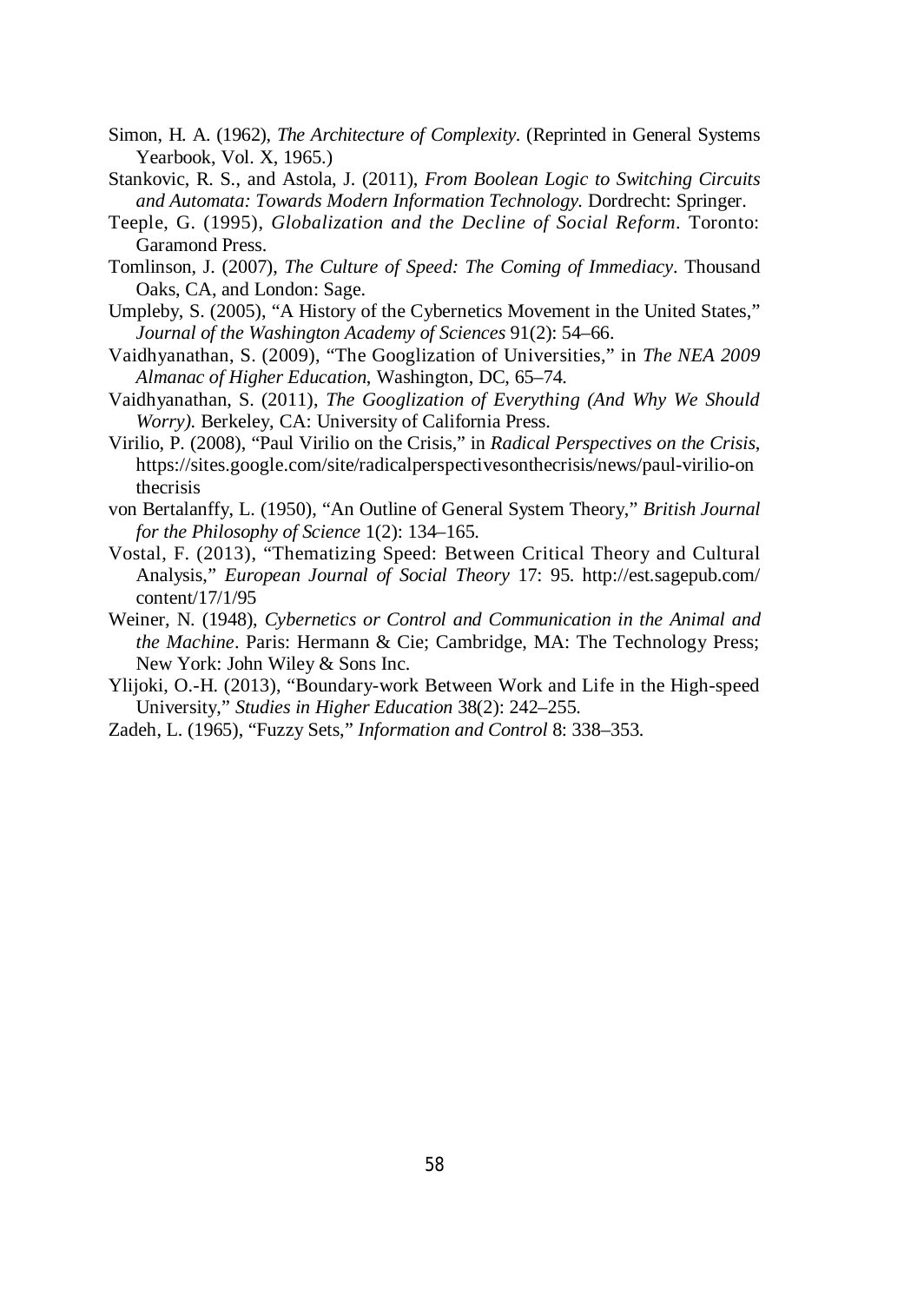Simon, H. A. (1962), *The Architecture of Complexity*. (Reprinted in General Systems Yearbook, Vol. X, 1965.)

Stankovic, R. S., and Astola, J. (2011), *From Boolean Logic to Switching Circuits and Automata: Towards Modern Information Technology*. Dordrecht: Springer.

Teeple, G. (1995), *Globalization and the Decline of Social Reform*. Toronto: Garamond Press.

Tomlinson, J. (2007), *The Culture of Speed: The Coming of Immediacy*. Thousand Oaks, CA, and London: Sage.

Umpleby, S. (2005), "A History of the Cybernetics Movement in the United States," *Journal of the Washington Academy of Sciences* 91(2): 54–66.

Vaidhyanathan, S. (2009), "The Googlization of Universities," in *The NEA 2009 Almanac of Higher Education*, Washington, DC, 65–74.

Vaidhyanathan, S. (2011), *The Googlization of Everything (And Why We Should Worry)*. Berkeley, CA: University of California Press.

Virilio, P. (2008), "Paul Virilio on the Crisis," in *Radical Perspectives on the Crisis*, https://sites.google.com/site/radicalperspectivesonthecrisis/news/paul-virilio-on thecrisis

von Bertalanffy, L. (1950), "An Outline of General System Theory," *British Journal for the Philosophy of Science* 1(2): 134–165.

Vostal, F. (2013), "Thematizing Speed: Between Critical Theory and Cultural Analysis," *European Journal of Social Theory* 17: 95. http://est.sagepub.com/content/17/1/95

Weiner, N. (1948), *Cybernetics or Control and Communication in the Animal and the Machine*. Paris: Hermann & Cie; Cambridge, MA: The Technology Press; New York: John Wiley & Sons Inc.

Ylijoki, O.-H. (2013), "Boundary-work Between Work and Life in the High-speed University," *Studies in Higher Education* 38(2): 242–255.

Zadeh, L. (1965), "Fuzzy Sets," *Information and Control* 8: 338–353.